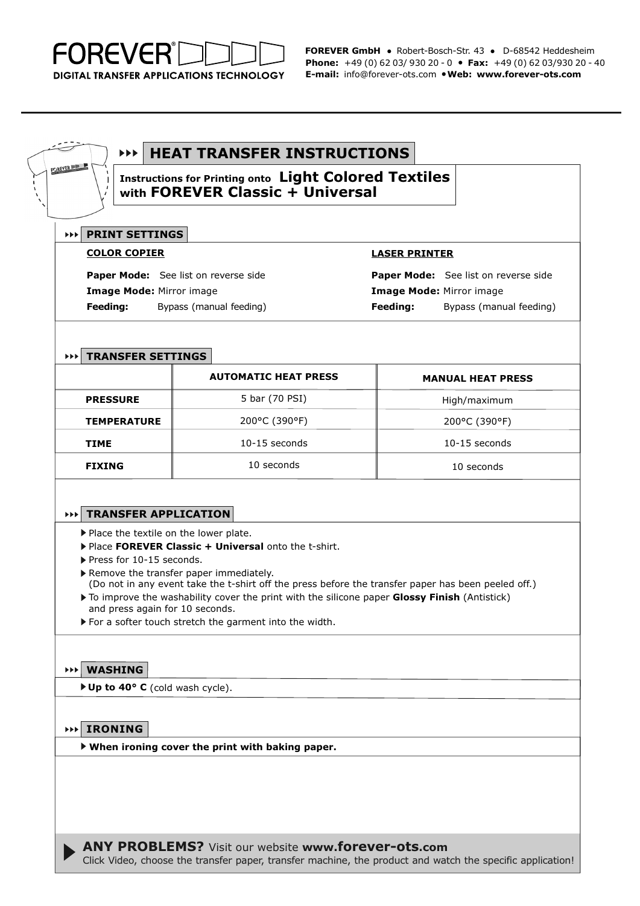**FOREVER®**
**DIGITAL TRANSFER APPLICATIONS TECHNOLOGY**

**FOREVER GmbH** • Robert-Bosch-Str. 43 • D-68542 Heddesheim
**Phone:** +49 (0) 62 03/ 930 20 - 0 • **Fax:** +49 (0) 62 03/930 20 - 40
**E-mail:** info@forever-ots.com • **Web: www.forever-ots.com**

# HEAT TRANSFER INSTRUCTIONS

**Instructions for Printing onto Light Colored Textiles with FOREVER Classic + Universal**

## PRINT SETTINGS

**COLOR COPIER**

**Paper Mode:** See list on reverse side
**Image Mode:** Mirror image
**Feeding:** Bypass (manual feeding)

**LASER PRINTER**

**Paper Mode:** See list on reverse side
**Image Mode:** Mirror image
**Feeding:** Bypass (manual feeding)

## TRANSFER SETTINGS

| | AUTOMATIC HEAT PRESS | MANUAL HEAT PRESS |
|---|---|---|
| **PRESSURE** | 5 bar (70 PSI) | High/maximum |
| **TEMPERATURE** | 200°C (390°F) | 200°C (390°F) |
| **TIME** | 10-15 seconds | 10-15 seconds |
| **FIXING** | 10 seconds | 10 seconds |

## TRANSFER APPLICATION

- Place the textile on the lower plate.
- Place **FOREVER Classic + Universal** onto the t-shirt.
- Press for 10-15 seconds.
- Remove the transfer paper immediately.
  (Do not in any event take the t-shirt off the press before the transfer paper has been peeled off.)
- To improve the washability cover the print with the silicone paper **Glossy Finish** (Antistick) and press again for 10 seconds.
- For a softer touch stretch the garment into the width.

## WASHING

- **Up to 40° C** (cold wash cycle).

## IRONING

- **When ironing cover the print with baking paper.**

**ANY PROBLEMS?** Visit our website **www.forever-ots.com**
Click Video, choose the transfer paper, transfer machine, the product and watch the specific application!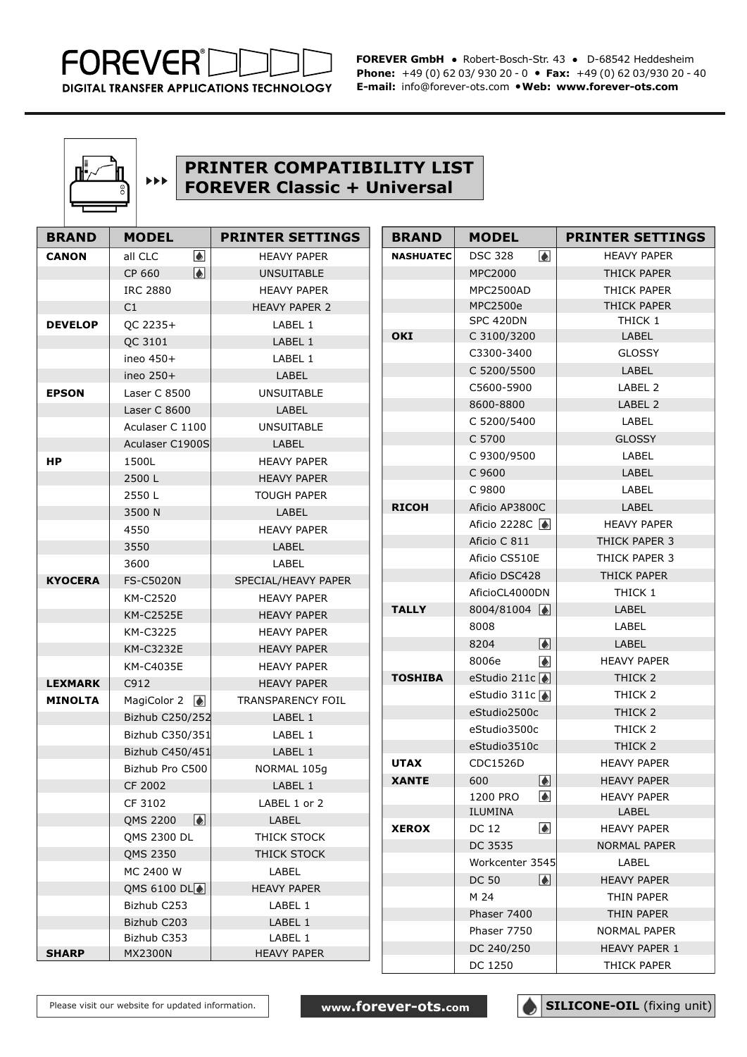**FOREVER GmbH** • Robert-Bosch-Str. 43 • D-68542 Heddesheim
**Phone:** +49 (0) 62 03/ 930 20 - 0 • **Fax:** +49 (0) 62 03/930 20 - 40
**E-mail:** info@forever-ots.com • **Web: www.forever-ots.com**

# PRINTER COMPATIBILITY LIST
## FOREVER Classic + Universal

| BRAND | MODEL | PRINTER SETTINGS |
|---|---|---|
| **CANON** | all CLC 🌢 | HEAVY PAPER |
| | CP 660 🌢 | UNSUITABLE |
| | IRC 2880 | HEAVY PAPER |
| | C1 | HEAVY PAPER 2 |
| **DEVELOP** | QC 2235+ | LABEL 1 |
| | QC 3101 | LABEL 1 |
| | ineo 450+ | LABEL 1 |
| | ineo 250+ | LABEL |
| **EPSON** | Laser C 8500 | UNSUITABLE |
| | Laser C 8600 | LABEL |
| | Aculaser C 1100 | UNSUITABLE |
| | Aculaser C1900S | LABEL |
| **HP** | 1500L | HEAVY PAPER |
| | 2500 L | HEAVY PAPER |
| | 2550 L | TOUGH PAPER |
| | 3500 N | LABEL |
| | 4550 | HEAVY PAPER |
| | 3550 | LABEL |
| | 3600 | LABEL |
| **KYOCERA** | FS-C5020N | SPECIAL/HEAVY PAPER |
| | KM-C2520 | HEAVY PAPER |
| | KM-C2525E | HEAVY PAPER |
| | KM-C3225 | HEAVY PAPER |
| | KM-C3232E | HEAVY PAPER |
| | KM-C4035E | HEAVY PAPER |
| **LEXMARK** | C912 | HEAVY PAPER |
| **MINOLTA** | MagiColor 2 🌢 | TRANSPARENCY FOIL |
| | Bizhub C250/252 | LABEL 1 |
| | Bizhub C350/351 | LABEL 1 |
| | Bizhub C450/451 | LABEL 1 |
| | Bizhub Pro C500 | NORMAL 105g |
| | CF 2002 | LABEL 1 |
| | CF 3102 | LABEL 1 or 2 |
| | QMS 2200 🌢 | LABEL |
| | QMS 2300 DL | THICK STOCK |
| | QMS 2350 | THICK STOCK |
| | MC 2400 W | LABEL |
| | QMS 6100 DL 🌢 | HEAVY PAPER |
| | Bizhub C253 | LABEL 1 |
| | Bizhub C203 | LABEL 1 |
| | Bizhub C353 | LABEL 1 |
| **SHARP** | MX2300N | HEAVY PAPER |
| **NASHUATEC** | DSC 328 🌢 | HEAVY PAPER |
| | MPC2000 | THICK PAPER |
| | MPC2500AD | THICK PAPER |
| | MPC2500e | THICK PAPER |
| | SPC 420DN | THICK 1 |
| **OKI** | C 3100/3200 | LABEL |
| | C3300-3400 | GLOSSY |
| | C 5200/5500 | LABEL |
| | C5600-5900 | LABEL 2 |
| | 8600-8800 | LABEL 2 |
| | C 5200/5400 | LABEL |
| | C 5700 | GLOSSY |
| | C 9300/9500 | LABEL |
| | C 9600 | LABEL |
| | C 9800 | LABEL |
| **RICOH** | Aficio AP3800C | LABEL |
| | Aficio 2228C 🌢 | HEAVY PAPER |
| | Aficio C 811 | THICK PAPER 3 |
| | Aficio CS510E | THICK PAPER 3 |
| | Aficio DSC428 | THICK PAPER |
| | AficioCL4000DN | THICK 1 |
| **TALLY** | 8004/81004 🌢 | LABEL |
| | 8008 | LABEL |
| | 8204 🌢 | LABEL |
| | 8006e 🌢 | HEAVY PAPER |
| **TOSHIBA** | eStudio 211c 🌢 | THICK 2 |
| | eStudio 311c 🌢 | THICK 2 |
| | eStudio2500c | THICK 2 |
| | eStudio3500c | THICK 2 |
| | eStudio3510c | THICK 2 |
| **UTAX** | CDC1526D | HEAVY PAPER |
| **XANTE** | 600 🌢 | HEAVY PAPER |
| | 1200 PRO 🌢 | HEAVY PAPER |
| | ILUMINA | LABEL |
| **XEROX** | DC 12 🌢 | HEAVY PAPER |
| | DC 3535 | NORMAL PAPER |
| | Workcenter 3545 | LABEL |
| | DC 50 🌢 | HEAVY PAPER |
| | M 24 | THIN PAPER |
| | Phaser 7400 | THIN PAPER |
| | Phaser 7750 | NORMAL PAPER |
| | DC 240/250 | HEAVY PAPER 1 |
| | DC 1250 | THICK PAPER |

Please visit our website for updated information.

**www.forever-ots.com**

🌢 **SILICONE-OIL** (fixing unit)